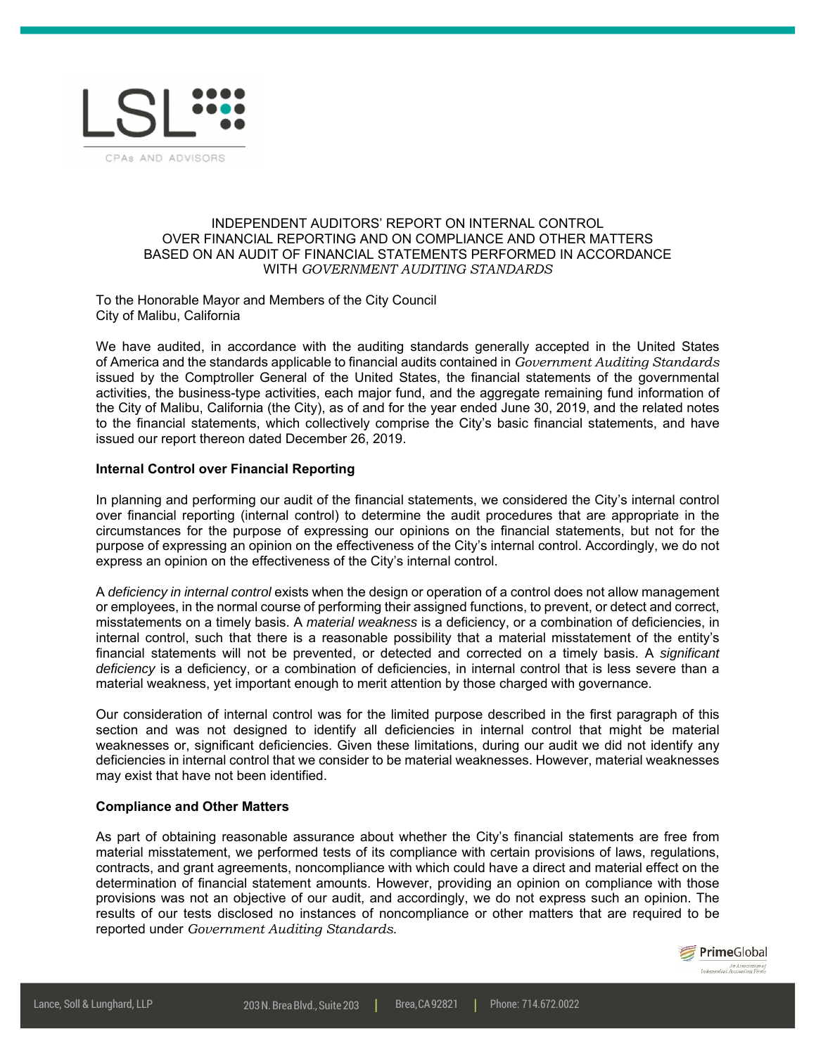INDEPENDENT AUDITORS' REPORT ON INTERNAL CONTROL OVER FINANCIAL REPORTING AND ON COMPLIANCE AND OTHER MATTERS BASED ON AN AUDIT OF FINANCIAL STATEMENTS PERFORMED IN ACCORDANCE WITH *GOVERNMENT AUDITING STANDARDS*

To the Honorable Mayor and Members of the City Council
City of Malibu, California

We have audited, in accordance with the auditing standards generally accepted in the United States of America and the standards applicable to financial audits contained in *Government Auditing Standards* issued by the Comptroller General of the United States, the financial statements of the governmental activities, the business-type activities, each major fund, and the aggregate remaining fund information of the City of Malibu, California (the City), as of and for the year ended June 30, 2019, and the related notes to the financial statements, which collectively comprise the City's basic financial statements, and have issued our report thereon dated December 26, 2019.

**Internal Control over Financial Reporting**

In planning and performing our audit of the financial statements, we considered the City's internal control over financial reporting (internal control) to determine the audit procedures that are appropriate in the circumstances for the purpose of expressing our opinions on the financial statements, but not for the purpose of expressing an opinion on the effectiveness of the City's internal control. Accordingly, we do not express an opinion on the effectiveness of the City's internal control.

A *deficiency in internal control* exists when the design or operation of a control does not allow management or employees, in the normal course of performing their assigned functions, to prevent, or detect and correct, misstatements on a timely basis. A *material weakness* is a deficiency, or a combination of deficiencies, in internal control, such that there is a reasonable possibility that a material misstatement of the entity's financial statements will not be prevented, or detected and corrected on a timely basis. A *significant deficiency* is a deficiency, or a combination of deficiencies, in internal control that is less severe than a material weakness, yet important enough to merit attention by those charged with governance.

Our consideration of internal control was for the limited purpose described in the first paragraph of this section and was not designed to identify all deficiencies in internal control that might be material weaknesses or, significant deficiencies. Given these limitations, during our audit we did not identify any deficiencies in internal control that we consider to be material weaknesses. However, material weaknesses may exist that have not been identified.

**Compliance and Other Matters**

As part of obtaining reasonable assurance about whether the City's financial statements are free from material misstatement, we performed tests of its compliance with certain provisions of laws, regulations, contracts, and grant agreements, noncompliance with which could have a direct and material effect on the determination of financial statement amounts. However, providing an opinion on compliance with those provisions was not an objective of our audit, and accordingly, we do not express such an opinion. The results of our tests disclosed no instances of noncompliance or other matters that are required to be reported under *Government Auditing Standards*.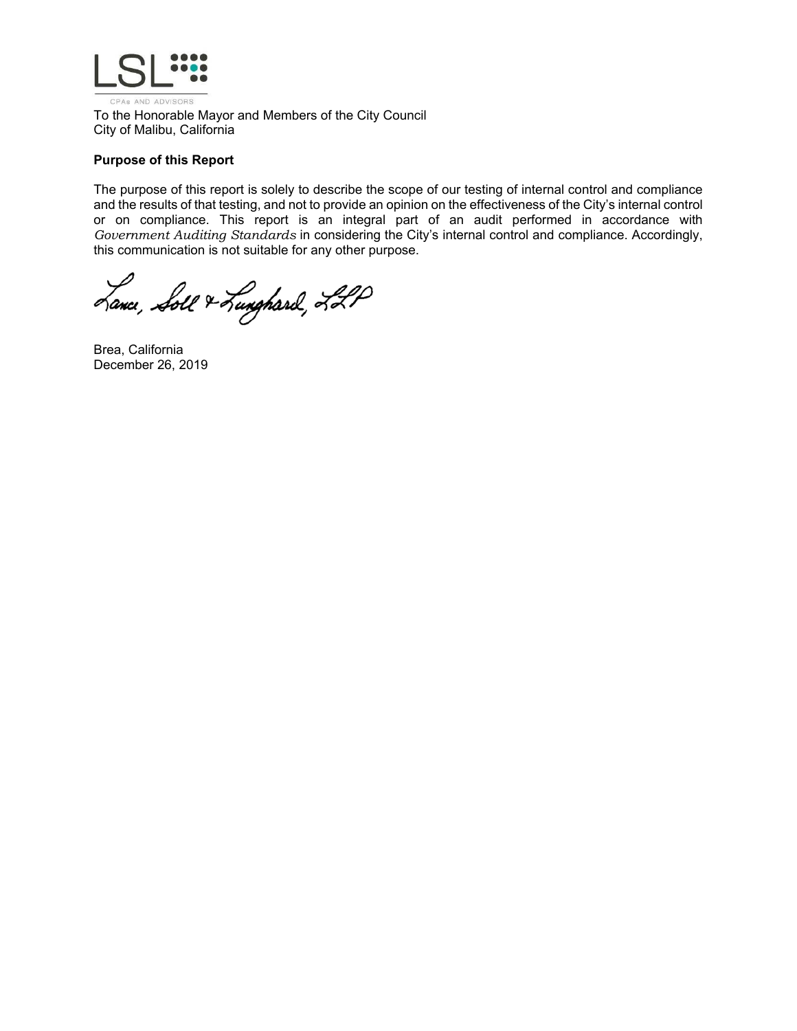LSL

CPAs AND ADVISORS

To the Honorable Mayor and Members of the City Council
City of Malibu, California

**Purpose of this Report**

The purpose of this report is solely to describe the scope of our testing of internal control and compliance and the results of that testing, and not to provide an opinion on the effectiveness of the City's internal control or on compliance. This report is an integral part of an audit performed in accordance with *Government Auditing Standards* in considering the City's internal control and compliance. Accordingly, this communication is not suitable for any other purpose.

Lance, Soll & Lunghard, LLP

Brea, California
December 26, 2019